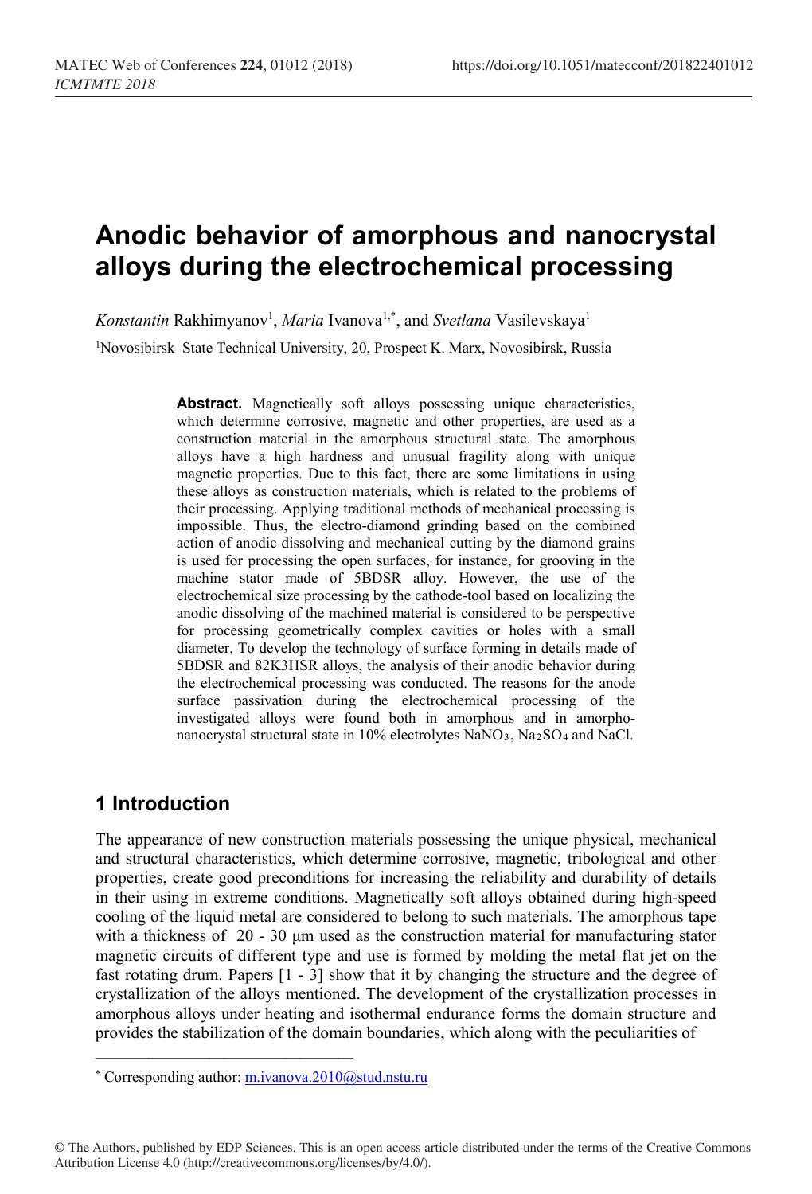# Anodic behavior of amorphous and nanocrystal alloys during the electrochemical processing

*Konstantin* Rakhimyanov[1], *Maria* Ivanova[1,*], and *Svetlana* Vasilevskaya[1]

[1]Novosibirsk State Technical University, 20, Prospect K. Marx, Novosibirsk, Russia

**Abstract.** Magnetically soft alloys possessing unique characteristics, which determine corrosive, magnetic and other properties, are used as a construction material in the amorphous structural state. The amorphous alloys have a high hardness and unusual fragility along with unique magnetic properties. Due to this fact, there are some limitations in using these alloys as construction materials, which is related to the problems of their processing. Applying traditional methods of mechanical processing is impossible. Thus, the electro-diamond grinding based on the combined action of anodic dissolving and mechanical cutting by the diamond grains is used for processing the open surfaces, for instance, for grooving in the machine stator made of 5BDSR alloy. However, the use of the electrochemical size processing by the cathode-tool based on localizing the anodic dissolving of the machined material is considered to be perspective for processing geometrically complex cavities or holes with a small diameter. To develop the technology of surface forming in details made of 5BDSR and 82K3HSR alloys, the analysis of their anodic behavior during the electrochemical processing was conducted. The reasons for the anode surface passivation during the electrochemical processing of the investigated alloys were found both in amorphous and in amorpho-nanocrystal structural state in 10% electrolytes $NaNO_3$, $Na_2SO_4$ and NaCl.

## 1 Introduction

The appearance of new construction materials possessing the unique physical, mechanical and structural characteristics, which determine corrosive, magnetic, tribological and other properties, create good preconditions for increasing the reliability and durability of details in their using in extreme conditions. Magnetically soft alloys obtained during high-speed cooling of the liquid metal are considered to belong to such materials. The amorphous tape with a thickness of 20 - 30 μm used as the construction material for manufacturing stator magnetic circuits of different type and use is formed by molding the metal flat jet on the fast rotating drum. Papers [1 - 3] show that it by changing the structure and the degree of crystallization of the alloys mentioned. The development of the crystallization processes in amorphous alloys under heating and isothermal endurance forms the domain structure and provides the stabilization of the domain boundaries, which along with the peculiarities of

---

* Corresponding author: m.ivanova.2010@stud.nstu.ru

© The Authors, published by EDP Sciences. This is an open access article distributed under the terms of the Creative Commons Attribution License 4.0 (http://creativecommons.org/licenses/by/4.0/).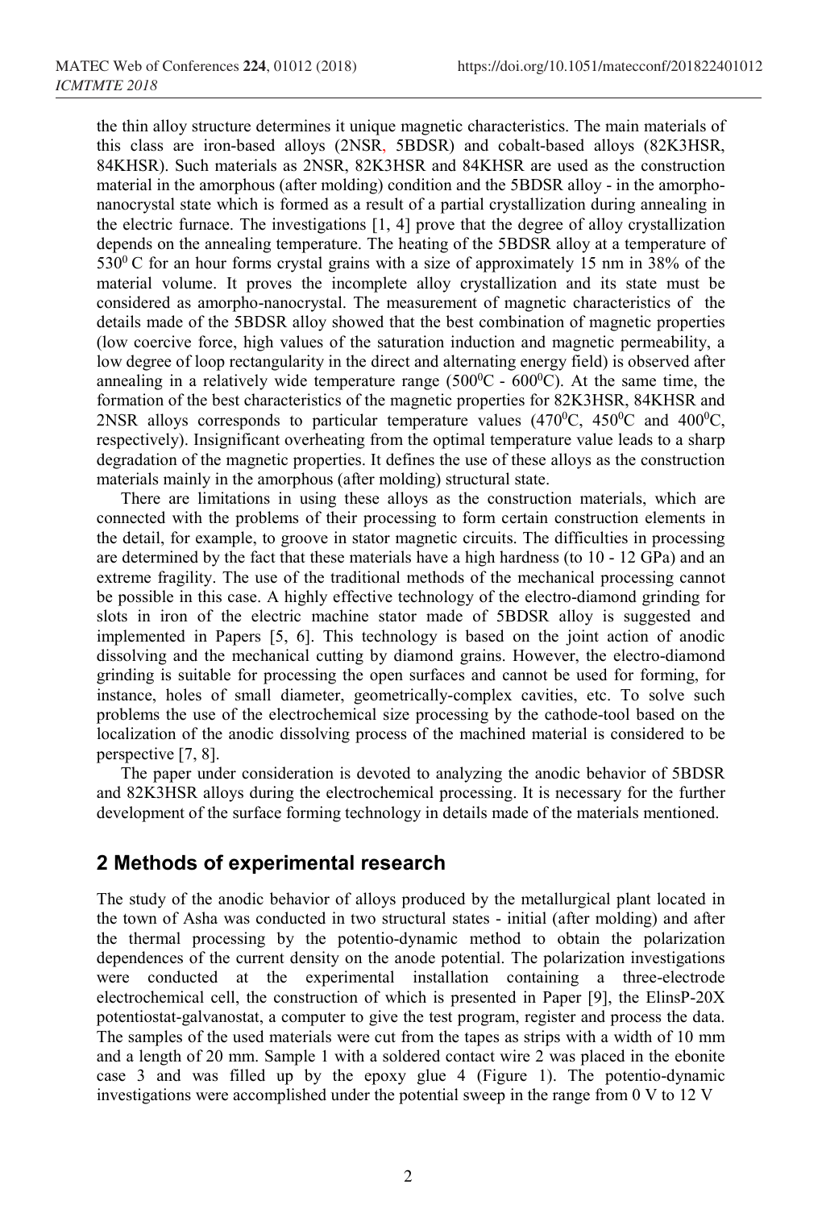the thin alloy structure determines it unique magnetic characteristics. The main materials of this class are iron-based alloys (2NSR, 5BDSR) and cobalt-based alloys (82K3HSR, 84KHSR). Such materials as 2NSR, 82K3HSR and 84KHSR are used as the construction material in the amorphous (after molding) condition and the 5BDSR alloy - in the amorpho-nanocrystal state which is formed as a result of a partial crystallization during annealing in the electric furnace. The investigations [1, 4] prove that the degree of alloy crystallization depends on the annealing temperature. The heating of the 5BDSR alloy at a temperature of $530^0$ C for an hour forms crystal grains with a size of approximately 15 nm in 38% of the material volume. It proves the incomplete alloy crystallization and its state must be considered as amorpho-nanocrystal. The measurement of magnetic characteristics of the details made of the 5BDSR alloy showed that the best combination of magnetic properties (low coercive force, high values of the saturation induction and magnetic permeability, a low degree of loop rectangularity in the direct and alternating energy field) is observed after annealing in a relatively wide temperature range ($500^0$C - $600^0$C). At the same time, the formation of the best characteristics of the magnetic properties for 82K3HSR, 84KHSR and 2NSR alloys corresponds to particular temperature values ($470^0$C, $450^0$C and $400^0$C, respectively). Insignificant overheating from the optimal temperature value leads to a sharp degradation of the magnetic properties. It defines the use of these alloys as the construction materials mainly in the amorphous (after molding) structural state.

There are limitations in using these alloys as the construction materials, which are connected with the problems of their processing to form certain construction elements in the detail, for example, to groove in stator magnetic circuits. The difficulties in processing are determined by the fact that these materials have a high hardness (to 10 - 12 GPa) and an extreme fragility. The use of the traditional methods of the mechanical processing cannot be possible in this case. A highly effective technology of the electro-diamond grinding for slots in iron of the electric machine stator made of 5BDSR alloy is suggested and implemented in Papers [5, 6]. This technology is based on the joint action of anodic dissolving and the mechanical cutting by diamond grains. However, the electro-diamond grinding is suitable for processing the open surfaces and cannot be used for forming, for instance, holes of small diameter, geometrically-complex cavities, etc. To solve such problems the use of the electrochemical size processing by the cathode-tool based on the localization of the anodic dissolving process of the machined material is considered to be perspective [7, 8].

The paper under consideration is devoted to analyzing the anodic behavior of 5BDSR and 82K3HSR alloys during the electrochemical processing. It is necessary for the further development of the surface forming technology in details made of the materials mentioned.

## 2 Methods of experimental research

The study of the anodic behavior of alloys produced by the metallurgical plant located in the town of Asha was conducted in two structural states - initial (after molding) and after the thermal processing by the potentio-dynamic method to obtain the polarization dependences of the current density on the anode potential. The polarization investigations were conducted at the experimental installation containing a three-electrode electrochemical cell, the construction of which is presented in Paper [9], the ElinsP-20X potentiostat-galvanostat, a computer to give the test program, register and process the data. The samples of the used materials were cut from the tapes as strips with a width of 10 mm and a length of 20 mm. Sample 1 with a soldered contact wire 2 was placed in the ebonite case 3 and was filled up by the epoxy glue 4 (Figure 1). The potentio-dynamic investigations were accomplished under the potential sweep in the range from 0 V to 12 V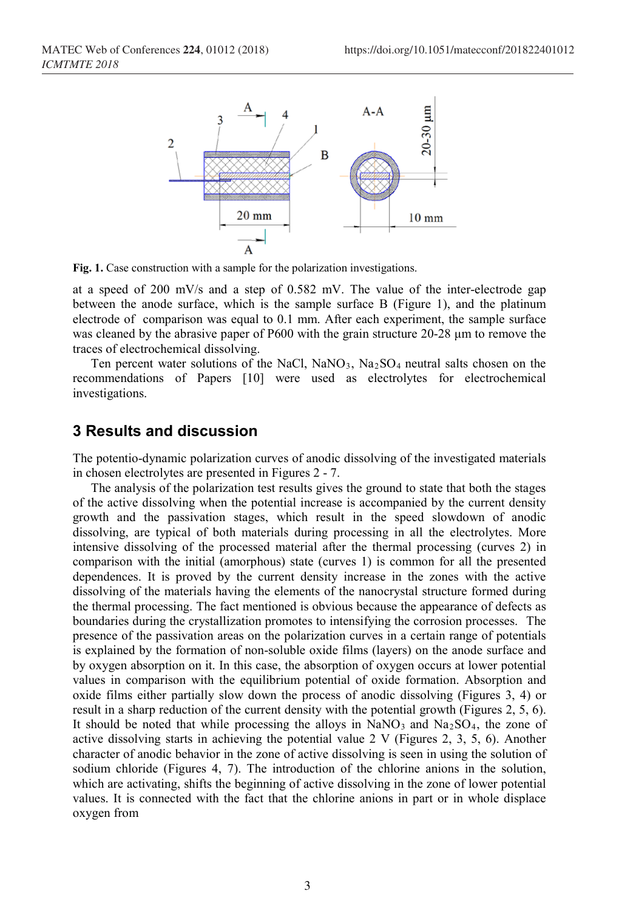Fig. 1. Case construction with a sample for the polarization investigations.

at a speed of 200 mV/s and a step of 0.582 mV. The value of the inter-electrode gap between the anode surface, which is the sample surface B (Figure 1), and the platinum electrode of comparison was equal to 0.1 mm. After each experiment, the sample surface was cleaned by the abrasive paper of P600 with the grain structure 20-28 μm to remove the traces of electrochemical dissolving.

Ten percent water solutions of the NaCl, $NaNO_3$, $Na_2SO_4$ neutral salts chosen on the recommendations of Papers [10] were used as electrolytes for electrochemical investigations.

## 3 Results and discussion

The potentio-dynamic polarization curves of anodic dissolving of the investigated materials in chosen electrolytes are presented in Figures 2 - 7.

The analysis of the polarization test results gives the ground to state that both the stages of the active dissolving when the potential increase is accompanied by the current density growth and the passivation stages, which result in the speed slowdown of anodic dissolving, are typical of both materials during processing in all the electrolytes. More intensive dissolving of the processed material after the thermal processing (curves 2) in comparison with the initial (amorphous) state (curves 1) is common for all the presented dependences. It is proved by the current density increase in the zones with the active dissolving of the materials having the elements of the nanocrystal structure formed during the thermal processing. The fact mentioned is obvious because the appearance of defects as boundaries during the crystallization promotes to intensifying the corrosion processes. The presence of the passivation areas on the polarization curves in a certain range of potentials is explained by the formation of non-soluble oxide films (layers) on the anode surface and by oxygen absorption on it. In this case, the absorption of oxygen occurs at lower potential values in comparison with the equilibrium potential of oxide formation. Absorption and oxide films either partially slow down the process of anodic dissolving (Figures 3, 4) or result in a sharp reduction of the current density with the potential growth (Figures 2, 5, 6). It should be noted that while processing the alloys in $NaNO_3$ and $Na_2SO_4$, the zone of active dissolving starts in achieving the potential value 2 V (Figures 2, 3, 5, 6). Another character of anodic behavior in the zone of active dissolving is seen in using the solution of sodium chloride (Figures 4, 7). The introduction of the chlorine anions in the solution, which are activating, shifts the beginning of active dissolving in the zone of lower potential values. It is connected with the fact that the chlorine anions in part or in whole displace oxygen from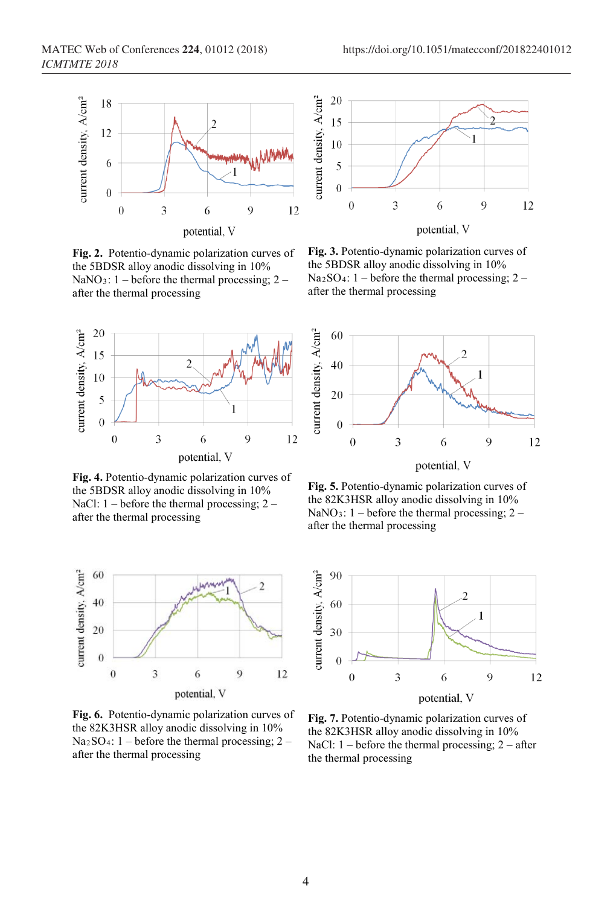**Fig. 2.** Potentio-dynamic polarization curves of the 5BDSR alloy anodic dissolving in 10% $NaNO_3$: 1 – before the thermal processing; 2 – after the thermal processing

**Fig. 3.** Potentio-dynamic polarization curves of the 5BDSR alloy anodic dissolving in 10% $Na_2SO_4$: 1 – before the thermal processing; 2 – after the thermal processing

**Fig. 4.** Potentio-dynamic polarization curves of the 5BDSR alloy anodic dissolving in 10% NaCl: 1 – before the thermal processing; 2 – after the thermal processing

**Fig. 5.** Potentio-dynamic polarization curves of the 82K3HSR alloy anodic dissolving in 10% $NaNO_3$: 1 – before the thermal processing; 2 – after the thermal processing

**Fig. 6.** Potentio-dynamic polarization curves of the 82K3HSR alloy anodic dissolving in 10% $Na_2SO_4$: 1 – before the thermal processing; 2 – after the thermal processing

**Fig. 7.** Potentio-dynamic polarization curves of the 82K3HSR alloy anodic dissolving in 10% NaCl: 1 – before the thermal processing; 2 – after the thermal processing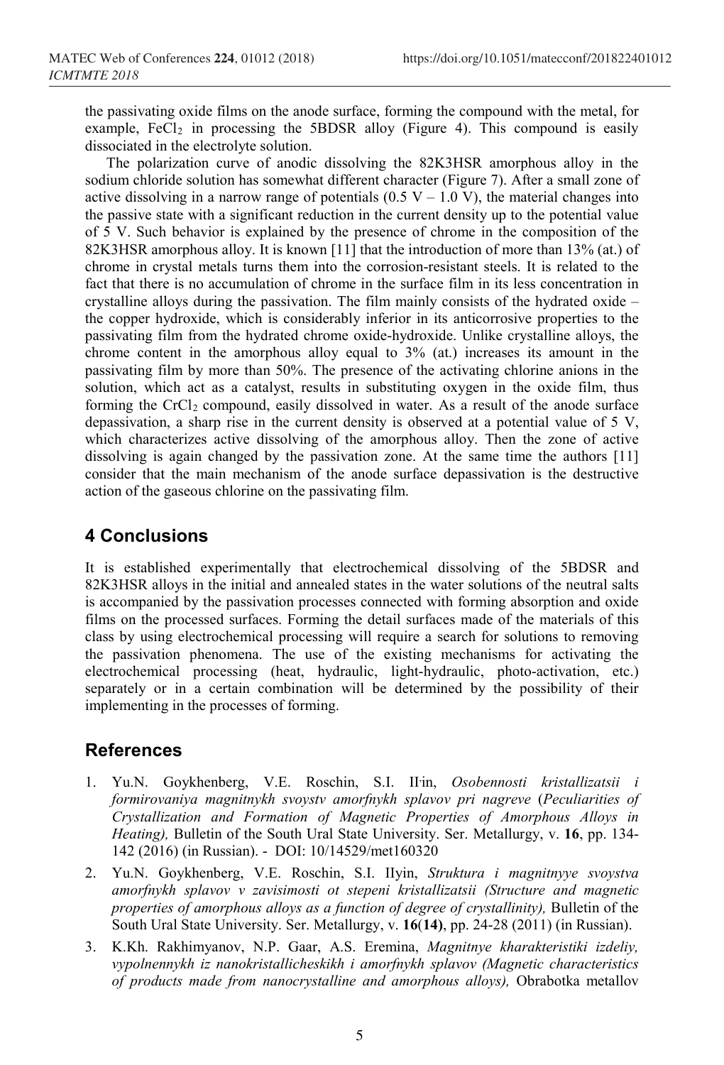the passivating oxide films on the anode surface, forming the compound with the metal, for example, $FeCl_2$ in processing the 5BDSR alloy (Figure 4). This compound is easily dissociated in the electrolyte solution.

The polarization curve of anodic dissolving the 82K3HSR amorphous alloy in the sodium chloride solution has somewhat different character (Figure 7). After a small zone of active dissolving in a narrow range of potentials (0.5 V – 1.0 V), the material changes into the passive state with a significant reduction in the current density up to the potential value of 5 V. Such behavior is explained by the presence of chrome in the composition of the 82K3HSR amorphous alloy. It is known [11] that the introduction of more than 13% (at.) of chrome in crystal metals turns them into the corrosion-resistant steels. It is related to the fact that there is no accumulation of chrome in the surface film in its less concentration in crystalline alloys during the passivation. The film mainly consists of the hydrated oxide – the copper hydroxide, which is considerably inferior in its anticorrosive properties to the passivating film from the hydrated chrome oxide-hydroxide. Unlike crystalline alloys, the chrome content in the amorphous alloy equal to 3% (at.) increases its amount in the passivating film by more than 50%. The presence of the activating chlorine anions in the solution, which act as a catalyst, results in substituting oxygen in the oxide film, thus forming the $CrCl_2$ compound, easily dissolved in water. As a result of the anode surface depassivation, a sharp rise in the current density is observed at a potential value of 5 V, which characterizes active dissolving of the amorphous alloy. Then the zone of active dissolving is again changed by the passivation zone. At the same time the authors [11] consider that the main mechanism of the anode surface depassivation is the destructive action of the gaseous chlorine on the passivating film.

## 4 Conclusions

It is established experimentally that electrochemical dissolving of the 5BDSR and 82K3HSR alloys in the initial and annealed states in the water solutions of the neutral salts is accompanied by the passivation processes connected with forming absorption and oxide films on the processed surfaces. Forming the detail surfaces made of the materials of this class by using electrochemical processing will require a search for solutions to removing the passivation phenomena. The use of the existing mechanisms for activating the electrochemical processing (heat, hydraulic, light-hydraulic, photo-activation, etc.) separately or in a certain combination will be determined by the possibility of their implementing in the processes of forming.

## References

1. Yu.N. Goykhenberg, V.E. Roschin, S.I. Il'in, *Osobennosti kristallizatsii i formirovaniya magnitnykh svoystv amorfnykh splavov pri nagreve* (*Peculiarities of Crystallization and Formation of Magnetic Properties of Amorphous Alloys in Heating),* Bulletin of the South Ural State University. Ser. Metallurgy, v. **16**, pp. 134-142 (2016) (in Russian). - DOI: 10/14529/met160320
2. Yu.N. Goykhenberg, V.E. Roschin, S.I. Ilyin, *Struktura i magnitnyye svoystva amorfnykh splavov v zavisimosti ot stepeni kristallizatsii (Structure and magnetic properties of amorphous alloys as a function of degree of crystallinity),* Bulletin of the South Ural State University. Ser. Metallurgy, v. **16**(**14**), pp. 24-28 (2011) (in Russian).
3. K.Kh. Rakhimyanov, N.P. Gaar, A.S. Eremina, *Magnitnye kharakteristiki izdeliy, vypolnennykh iz nanokristallicheskikh i amorfnykh splavov (Magnetic characteristics of products made from nanocrystalline and amorphous alloys),* Obrabotka metallov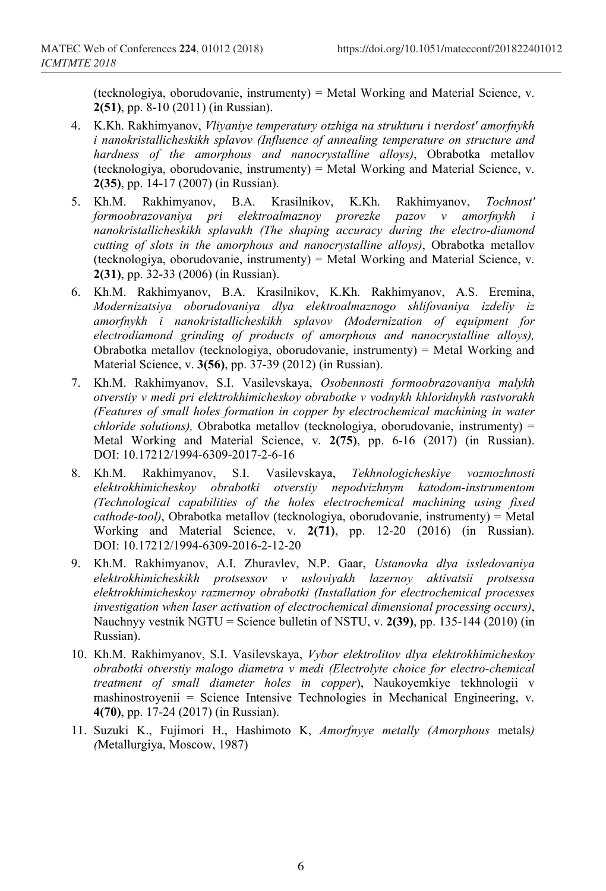(tecknologiya, oborudovanie, instrumenty) = Metal Working and Material Science, v. **2(51)**, pp. 8-10 (2011) (in Russian).

4. K.Kh. Rakhimyanov, *Vliyaniye temperatury otzhiga na strukturu i tverdost' amorfnykh i nanokristallicheskikh splavov (Influence of annealing temperature on structure and hardness of the amorphous and nanocrystalline alloys)*, Obrabotka metallov (tecknologiya, oborudovanie, instrumenty) = Metal Working and Material Science, v. **2(35)**, pp. 14-17 (2007) (in Russian).
5. Kh.M. Rakhimyanov, B.A. Krasilnikov, K.Kh. Rakhimyanov, *Tochnost' formoobrazovaniya pri elektroalmaznoy prorezke pazov v amorfnykh i nanokristallicheskikh splavakh (The shaping accuracy during the electro-diamond cutting of slots in the amorphous and nanocrystalline alloys)*, Obrabotka metallov (tecknologiya, oborudovanie, instrumenty) = Metal Working and Material Science, v. **2(31)**, pp. 32-33 (2006) (in Russian).
6. Kh.M. Rakhimyanov, B.A. Krasilnikov, K.Kh. Rakhimyanov, A.S. Eremina, *Modernizatsiya oborudovaniya dlya elektroalmaznogo shlifovaniya izdeliy iz amorfnykh i nanokristallicheskikh splavov (Modernization of equipment for electrodiamond grinding of products of amorphous and nanocrystalline alloys),* Obrabotka metallov (tecknologiya, oborudovanie, instrumenty) = Metal Working and Material Science, v. **3(56)**, pp. 37-39 (2012) (in Russian).
7. Kh.M. Rakhimyanov, S.I. Vasilevskaya, *Osobennosti formoobrazovaniya malykh otverstiy v medi pri elektrokhimicheskoy obrabotke v vodnykh khloridnykh rastvorakh (Features of small holes formation in copper by electrochemical machining in water chloride solutions),* Obrabotka metallov (tecknologiya, oborudovanie, instrumenty) = Metal Working and Material Science, v. **2(75)**, pp. 6-16 (2017) (in Russian). DOI: 10.17212/1994-6309-2017-2-6-16
8. Kh.M. Rakhimyanov, S.I. Vasilevskaya, *Tekhnologicheskiye vozmozhnosti elektrokhimicheskoy obrabotki otverstiy nepodvizhnym katodom-instrumentom (Technological capabilities of the holes electrochemical machining using fixed cathode-tool)*, Obrabotka metallov (tecknologiya, oborudovanie, instrumenty) = Metal Working and Material Science, v. **2(71)**, pp. 12-20 (2016) (in Russian). DOI: 10.17212/1994-6309-2016-2-12-20
9. Kh.M. Rakhimyanov, A.I. Zhuravlev, N.P. Gaar, *Ustanovka dlya issledovaniya elektrokhimicheskikh protsessov v usloviyakh lazernoy aktivatsii protsessa elektrokhimicheskoy razmernoy obrabotki (Installation for electrochemical processes investigation when laser activation of electrochemical dimensional processing occurs)*, Nauchnyy vestnik NGTU = Science bulletin of NSTU, v. **2(39)**, pp. 135-144 (2010) (in Russian).
10. Kh.M. Rakhimyanov, S.I. Vasilevskaya, *Vybor elektrolitov dlya elektrokhimicheskoy obrabotki otverstiy malogo diametra v medi (Electrolyte choice for electro-chemical treatment of small diameter holes in copper*), Naukoyemkiye tekhnologii v mashinostroyenii = Science Intensive Technologies in Mechanical Engineering, v. **4(70)**, pp. 17-24 (2017) (in Russian).
11. Suzuki K., Fujimori H., Hashimoto K, *Amorfnyye metally (Amorphous* metals*) (*Metallurgiya, Moscow, 1987)